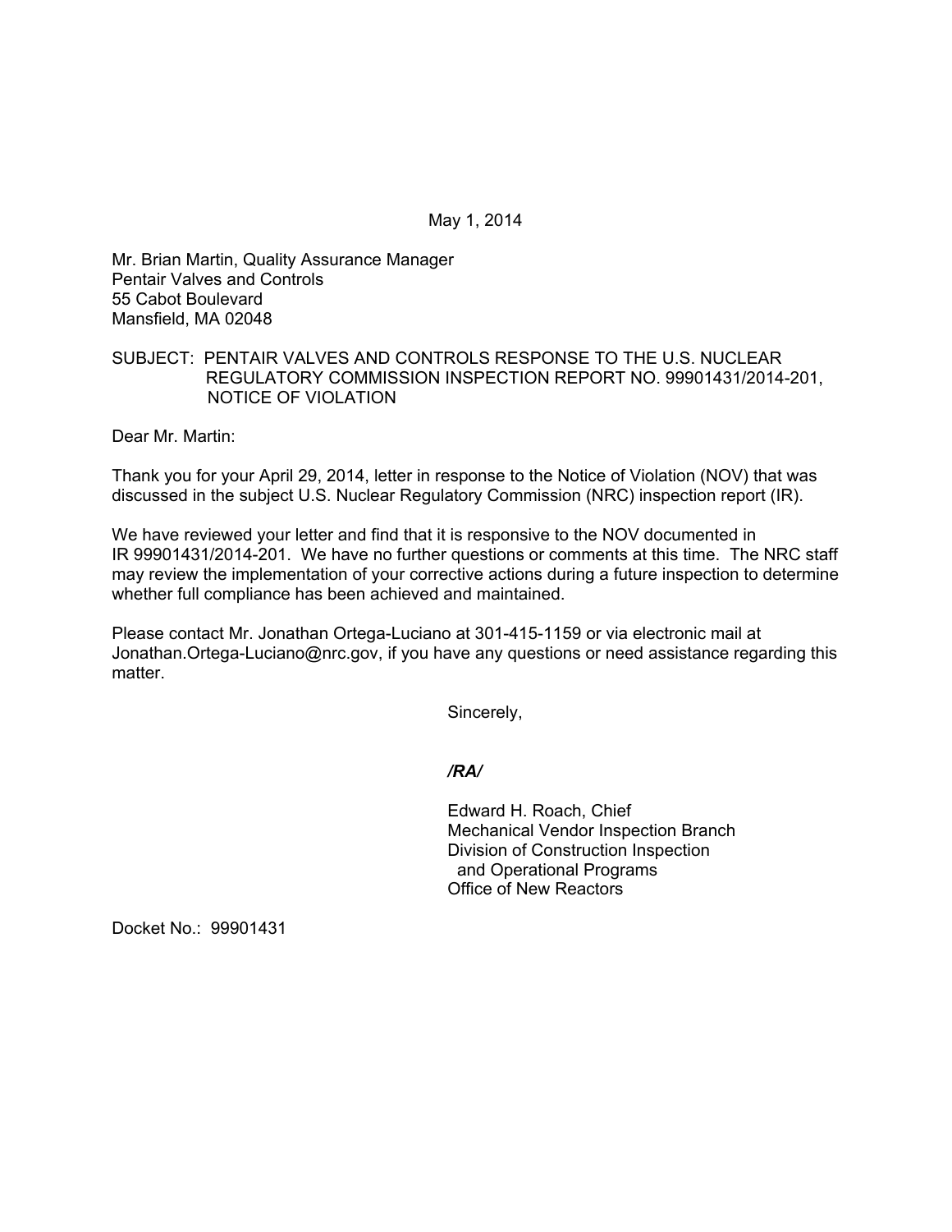May 1, 2014

Mr. Brian Martin, Quality Assurance Manager
Pentair Valves and Controls
55 Cabot Boulevard
Mansfield, MA 02048

SUBJECT: PENTAIR VALVES AND CONTROLS RESPONSE TO THE U.S. NUCLEAR REGULATORY COMMISSION INSPECTION REPORT NO. 99901431/2014-201, NOTICE OF VIOLATION

Dear Mr. Martin:

Thank you for your April 29, 2014, letter in response to the Notice of Violation (NOV) that was discussed in the subject U.S. Nuclear Regulatory Commission (NRC) inspection report (IR).

We have reviewed your letter and find that it is responsive to the NOV documented in IR 99901431/2014-201. We have no further questions or comments at this time. The NRC staff may review the implementation of your corrective actions during a future inspection to determine whether full compliance has been achieved and maintained.

Please contact Mr. Jonathan Ortega-Luciano at 301-415-1159 or via electronic mail at Jonathan.Ortega-Luciano@nrc.gov, if you have any questions or need assistance regarding this matter.

Sincerely,

*/RA/*

Edward H. Roach, Chief
Mechanical Vendor Inspection Branch
Division of Construction Inspection
and Operational Programs
Office of New Reactors

Docket No.: 99901431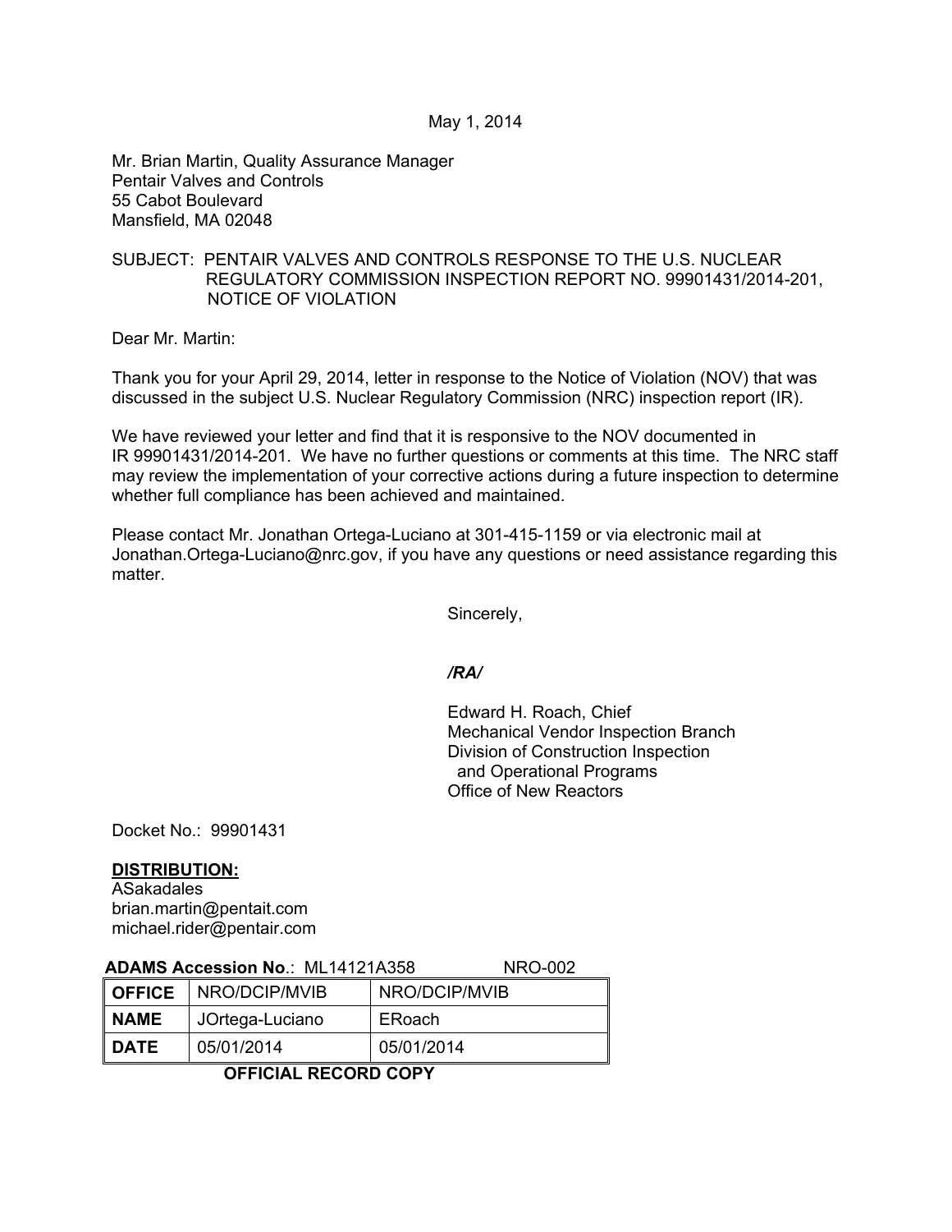May 1, 2014

Mr. Brian Martin, Quality Assurance Manager
Pentair Valves and Controls
55 Cabot Boulevard
Mansfield, MA 02048

SUBJECT: PENTAIR VALVES AND CONTROLS RESPONSE TO THE U.S. NUCLEAR REGULATORY COMMISSION INSPECTION REPORT NO. 99901431/2014-201, NOTICE OF VIOLATION

Dear Mr. Martin:

Thank you for your April 29, 2014, letter in response to the Notice of Violation (NOV) that was discussed in the subject U.S. Nuclear Regulatory Commission (NRC) inspection report (IR).

We have reviewed your letter and find that it is responsive to the NOV documented in IR 99901431/2014-201. We have no further questions or comments at this time. The NRC staff may review the implementation of your corrective actions during a future inspection to determine whether full compliance has been achieved and maintained.

Please contact Mr. Jonathan Ortega-Luciano at 301-415-1159 or via electronic mail at Jonathan.Ortega-Luciano@nrc.gov, if you have any questions or need assistance regarding this matter.

Sincerely,

*/RA/*

Edward H. Roach, Chief
Mechanical Vendor Inspection Branch
Division of Construction Inspection
and Operational Programs
Office of New Reactors

Docket No.: 99901431

**DISTRIBUTION:**
ASakadales
brian.martin@pentait.com
michael.rider@pentair.com

**ADAMS Accession No**.: ML14121A358 NRO-002

| **OFFICE** | NRO/DCIP/MVIB | NRO/DCIP/MVIB |
|---|---|---|
| **NAME** | JOrtega-Luciano | ERoach |
| **DATE** | 05/01/2014 | 05/01/2014 |

**OFFICIAL RECORD COPY**